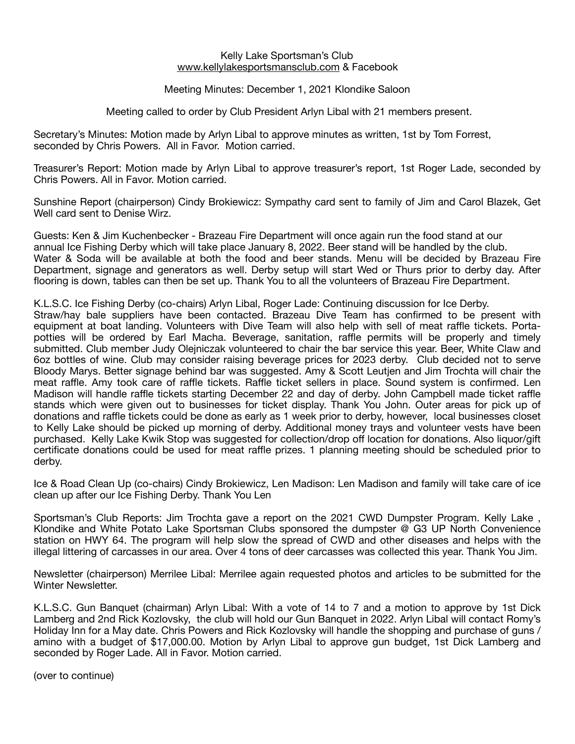Kelly Lake Sportsman's Club
www.kellylakesportsmansclub.com & Facebook

Meeting Minutes: December 1, 2021 Klondike Saloon

Meeting called to order by Club President Arlyn Libal with 21 members present.

Secretary's Minutes: Motion made by Arlyn Libal to approve minutes as written, 1st by Tom Forrest, seconded by Chris Powers. All in Favor. Motion carried.

Treasurer's Report: Motion made by Arlyn Libal to approve treasurer's report, 1st Roger Lade, seconded by Chris Powers. All in Favor. Motion carried.

Sunshine Report (chairperson) Cindy Brokiewicz: Sympathy card sent to family of Jim and Carol Blazek, Get Well card sent to Denise Wirz.

Guests: Ken & Jim Kuchenbecker - Brazeau Fire Department will once again run the food stand at our annual Ice Fishing Derby which will take place January 8, 2022. Beer stand will be handled by the club. Water & Soda will be available at both the food and beer stands. Menu will be decided by Brazeau Fire Department, signage and generators as well. Derby setup will start Wed or Thurs prior to derby day. After flooring is down, tables can then be set up. Thank You to all the volunteers of Brazeau Fire Department.

K.L.S.C. Ice Fishing Derby (co-chairs) Arlyn Libal, Roger Lade: Continuing discussion for Ice Derby. Straw/hay bale suppliers have been contacted. Brazeau Dive Team has confirmed to be present with equipment at boat landing. Volunteers with Dive Team will also help with sell of meat raffle tickets. Porta-potties will be ordered by Earl Macha. Beverage, sanitation, raffle permits will be properly and timely submitted. Club member Judy Olejniczak volunteered to chair the bar service this year. Beer, White Claw and 6oz bottles of wine. Club may consider raising beverage prices for 2023 derby. Club decided not to serve Bloody Marys. Better signage behind bar was suggested. Amy & Scott Leutjen and Jim Trochta will chair the meat raffle. Amy took care of raffle tickets. Raffle ticket sellers in place. Sound system is confirmed. Len Madison will handle raffle tickets starting December 22 and day of derby. John Campbell made ticket raffle stands which were given out to businesses for ticket display. Thank You John. Outer areas for pick up of donations and raffle tickets could be done as early as 1 week prior to derby, however, local businesses closet to Kelly Lake should be picked up morning of derby. Additional money trays and volunteer vests have been purchased. Kelly Lake Kwik Stop was suggested for collection/drop off location for donations. Also liquor/gift certificate donations could be used for meat raffle prizes. 1 planning meeting should be scheduled prior to derby.

Ice & Road Clean Up (co-chairs) Cindy Brokiewicz, Len Madison: Len Madison and family will take care of ice clean up after our Ice Fishing Derby. Thank You Len

Sportsman's Club Reports: Jim Trochta gave a report on the 2021 CWD Dumpster Program. Kelly Lake , Klondike and White Potato Lake Sportsman Clubs sponsored the dumpster @ G3 UP North Convenience station on HWY 64. The program will help slow the spread of CWD and other diseases and helps with the illegal littering of carcasses in our area. Over 4 tons of deer carcasses was collected this year. Thank You Jim.

Newsletter (chairperson) Merrilee Libal: Merrilee again requested photos and articles to be submitted for the Winter Newsletter.

K.L.S.C. Gun Banquet (chairman) Arlyn Libal: With a vote of 14 to 7 and a motion to approve by 1st Dick Lamberg and 2nd Rick Kozlovsky, the club will hold our Gun Banquet in 2022. Arlyn Libal will contact Romy's Holiday Inn for a May date. Chris Powers and Rick Kozlovsky will handle the shopping and purchase of guns / amino with a budget of $17,000.00. Motion by Arlyn Libal to approve gun budget, 1st Dick Lamberg and seconded by Roger Lade. All in Favor. Motion carried.

(over to continue)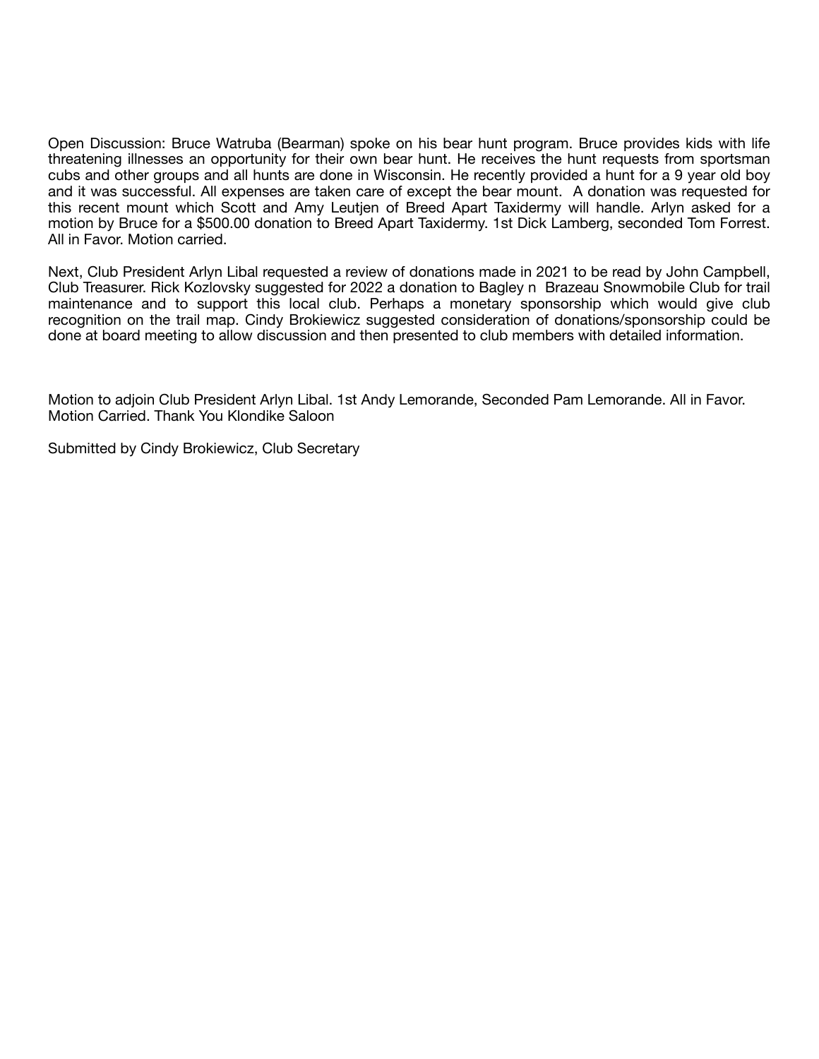Open Discussion: Bruce Watruba (Bearman) spoke on his bear hunt program. Bruce provides kids with life threatening illnesses an opportunity for their own bear hunt. He receives the hunt requests from sportsman cubs and other groups and all hunts are done in Wisconsin. He recently provided a hunt for a 9 year old boy and it was successful. All expenses are taken care of except the bear mount. A donation was requested for this recent mount which Scott and Amy Leutjen of Breed Apart Taxidermy will handle. Arlyn asked for a motion by Bruce for a $500.00 donation to Breed Apart Taxidermy. 1st Dick Lamberg, seconded Tom Forrest. All in Favor. Motion carried.

Next, Club President Arlyn Libal requested a review of donations made in 2021 to be read by John Campbell, Club Treasurer. Rick Kozlovsky suggested for 2022 a donation to Bagley n Brazeau Snowmobile Club for trail maintenance and to support this local club. Perhaps a monetary sponsorship which would give club recognition on the trail map. Cindy Brokiewicz suggested consideration of donations/sponsorship could be done at board meeting to allow discussion and then presented to club members with detailed information.

Motion to adjoin Club President Arlyn Libal. 1st Andy Lemorande, Seconded Pam Lemorande. All in Favor. Motion Carried. Thank You Klondike Saloon

Submitted by Cindy Brokiewicz, Club Secretary